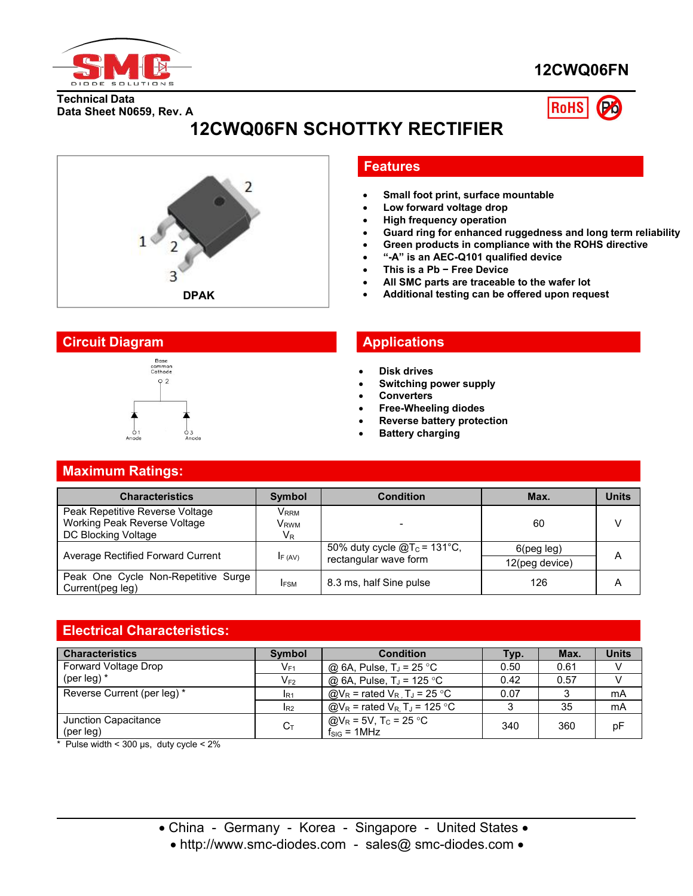**12CWQ06FN**

**Technical Data**
**Data Sheet N0659, Rev. A**

# 12CWQ06FN SCHOTTKY RECTIFIER

DPAK

## Features

- Small foot print, surface mountable
- Low forward voltage drop
- High frequency operation
- Guard ring for enhanced ruggedness and long term reliability
- Green products in compliance with the ROHS directive
- "-A" is an AEC-Q101 qualified device
- This is a Pb − Free Device
- All SMC parts are traceable to the wafer lot
- Additional testing can be offered upon request

## Circuit Diagram

Base common Cathode 2; 1 Anode; 3 Anode

## Applications

- Disk drives
- Switching power supply
- Converters
- Free-Wheeling diodes
- Reverse battery protection
- Battery charging

## Maximum Ratings:

| Characteristics | Symbol | Condition | Max. | Units |
|---|---|---|---|---|
| Peak Repetitive Reverse Voltage<br>Working Peak Reverse Voltage<br>DC Blocking Voltage | $V_{RRM}$<br>$V_{RWM}$<br>$V_R$ | - | 60 | V |
| Average Rectified Forward Current | $I_{F\ (AV)}$ | 50% duty cycle @$T_C$ = 131°C, rectangular wave form | 6(peg leg)<br>12(peg device) | A |
| Peak One Cycle Non-Repetitive Surge Current(peg leg) | $I_{FSM}$ | 8.3 ms, half Sine pulse | 126 | A |

## Electrical Characteristics:

| Characteristics | Symbol | Condition | Typ. | Max. | Units |
|---|---|---|---|---|---|
| Forward Voltage Drop (per leg) * | $V_{F1}$ | @ 6A, Pulse, $T_J$ = 25 °C | 0.50 | 0.61 | V |
| | $V_{F2}$ | @ 6A, Pulse, $T_J$ = 125 °C | 0.42 | 0.57 | V |
| Reverse Current (per leg) * | $I_{R1}$ | @$V_R$ = rated $V_R$, $T_J$ = 25 °C | 0.07 | 3 | mA |
| | $I_{R2}$ | @$V_R$ = rated $V_R$, $T_J$ = 125 °C | 3 | 35 | mA |
| Junction Capacitance (per leg) | $C_T$ | @$V_R$ = 5V, $T_C$ = 25 °C<br>$f_{SIG}$ = 1MHz | 340 | 360 | pF |

\* Pulse width < 300 μs, duty cycle < 2%

• China - Germany - Korea - Singapore - United States •
• http://www.smc-diodes.com - sales@ smc-diodes.com •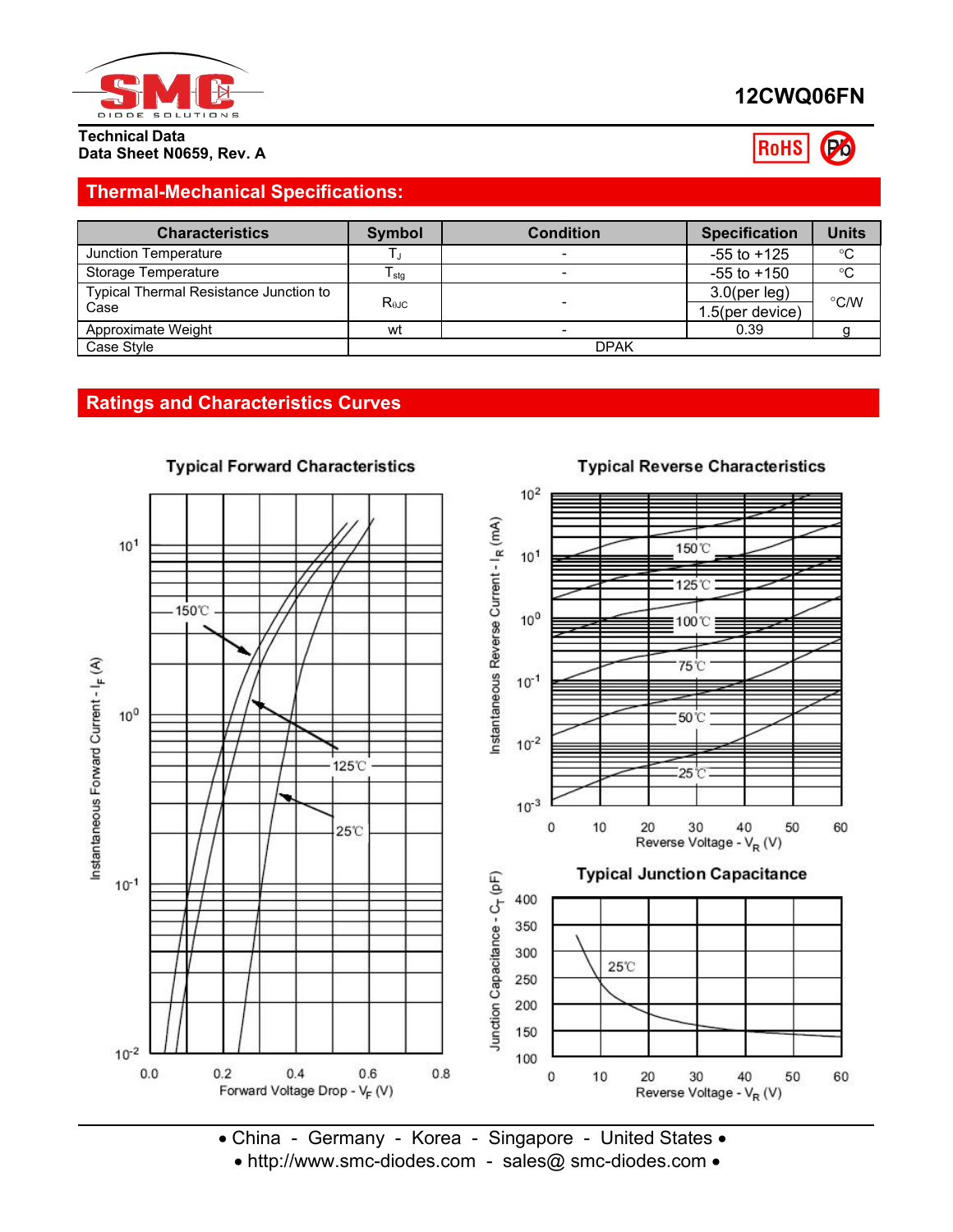**12CWQ06FN**

**Technical Data**
**Data Sheet N0659, Rev. A**

RoHS

## Thermal-Mechanical Specifications:

| Characteristics | Symbol | Condition | Specification | Units |
|---|---|---|---|---|
| Junction Temperature | $T_J$ | - | -55 to +125 | °C |
| Storage Temperature | $T_{stg}$ | - | -55 to +150 | °C |
| Typical Thermal Resistance Junction to Case | $R_{\theta JC}$ | - | 3.0(per leg) | °C/W |
| | | | 1.5(per device) | |
| Approximate Weight | wt | - | 0.39 | g |
| Case Style | DPAK | | | |

## Ratings and Characteristics Curves

**Typical Forward Characteristics**

Instantaneous Forward Current - $I_F$ (A)

Forward Voltage Drop - $V_F$ (V)

150℃, 125℃, 25℃

**Typical Reverse Characteristics**

Instantaneous Reverse Current - $I_R$ (mA)

Reverse Voltage - $V_R$ (V)

150℃, 125℃, 100℃, 75℃, 50℃, 25℃

**Typical Junction Capacitance**

Junction Capacitance - $C_T$ (pF)

Reverse Voltage - $V_R$ (V)

25℃

• China - Germany - Korea - Singapore - United States •
• http://www.smc-diodes.com - sales@ smc-diodes.com •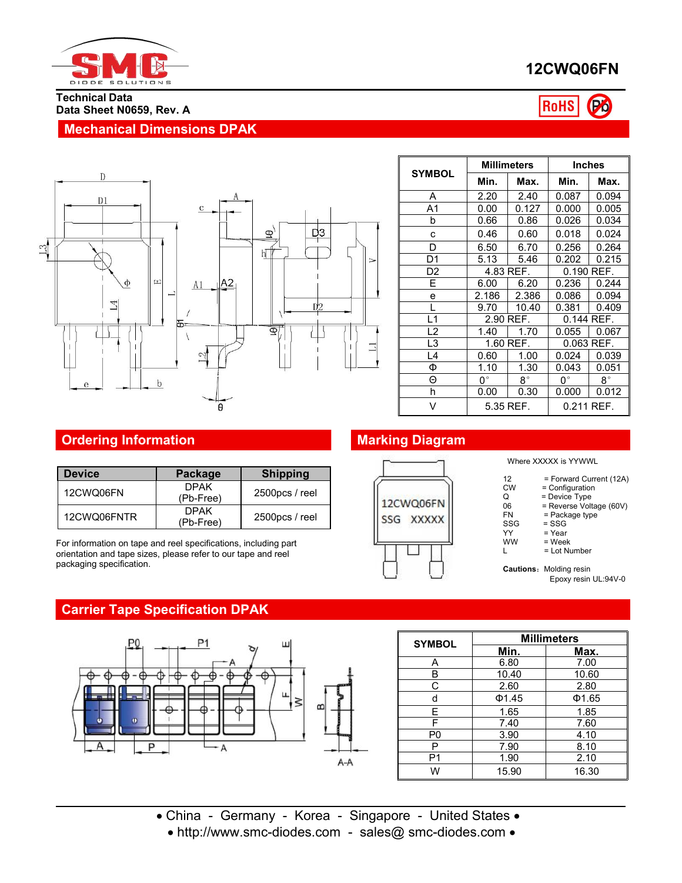# 12CWQ06FN

**Technical Data**
**Data Sheet N0659, Rev. A**

RoHS Pb

## Mechanical Dimensions DPAK

| SYMBOL | Millimeters | | Inches | |
|---|---|---|---|---|
| | Min. | Max. | Min. | Max. |
| A | 2.20 | 2.40 | 0.087 | 0.094 |
| A1 | 0.00 | 0.127 | 0.000 | 0.005 |
| b | 0.66 | 0.86 | 0.026 | 0.034 |
| c | 0.46 | 0.60 | 0.018 | 0.024 |
| D | 6.50 | 6.70 | 0.256 | 0.264 |
| D1 | 5.13 | 5.46 | 0.202 | 0.215 |
| D2 | 4.83 REF. | | 0.190 REF. | |
| E | 6.00 | 6.20 | 0.236 | 0.244 |
| e | 2.186 | 2.386 | 0.086 | 0.094 |
| L | 9.70 | 10.40 | 0.381 | 0.409 |
| L1 | 2.90 REF. | | 0.144 REF. | |
| L2 | 1.40 | 1.70 | 0.055 | 0.067 |
| L3 | 1.60 REF. | | 0.063 REF. | |
| L4 | 0.60 | 1.00 | 0.024 | 0.039 |
| Φ | 1.10 | 1.30 | 0.043 | 0.051 |
| Θ | 0° | 8° | 0° | 8° |
| h | 0.00 | 0.30 | 0.000 | 0.012 |
| V | 5.35 REF. | | 0.211 REF. | |

## Ordering Information

| Device | Package | Shipping |
|---|---|---|
| 12CWQ06FN | DPAK (Pb-Free) | 2500pcs / reel |
| 12CWQ06FNTR | DPAK (Pb-Free) | 2500pcs / reel |

For information on tape and reel specifications, including part orientation and tape sizes, please refer to our tape and reel packaging specification.

## Marking Diagram

12CWQ06FN
SSG XXXXX

Where XXXXX is YYWWL

- 12 = Forward Current (12A)
- CW = Configuration
- Q = Device Type
- 06 = Reverse Voltage (60V)
- FN = Package type
- SSG = SSG
- YY = Year
- WW = Week
- L = Lot Number

**Cautions:** Molding resin
Epoxy resin UL:94V-0

## Carrier Tape Specification DPAK

| SYMBOL | Millimeters | |
|---|---|---|
| | Min. | Max. |
| A | 6.80 | 7.00 |
| B | 10.40 | 10.60 |
| C | 2.60 | 2.80 |
| d | Φ1.45 | Φ1.65 |
| E | 1.65 | 1.85 |
| F | 7.40 | 7.60 |
| P0 | 3.90 | 4.10 |
| P | 7.90 | 8.10 |
| P1 | 1.90 | 2.10 |
| W | 15.90 | 16.30 |

• China - Germany - Korea - Singapore - United States •
• http://www.smc-diodes.com - sales@ smc-diodes.com •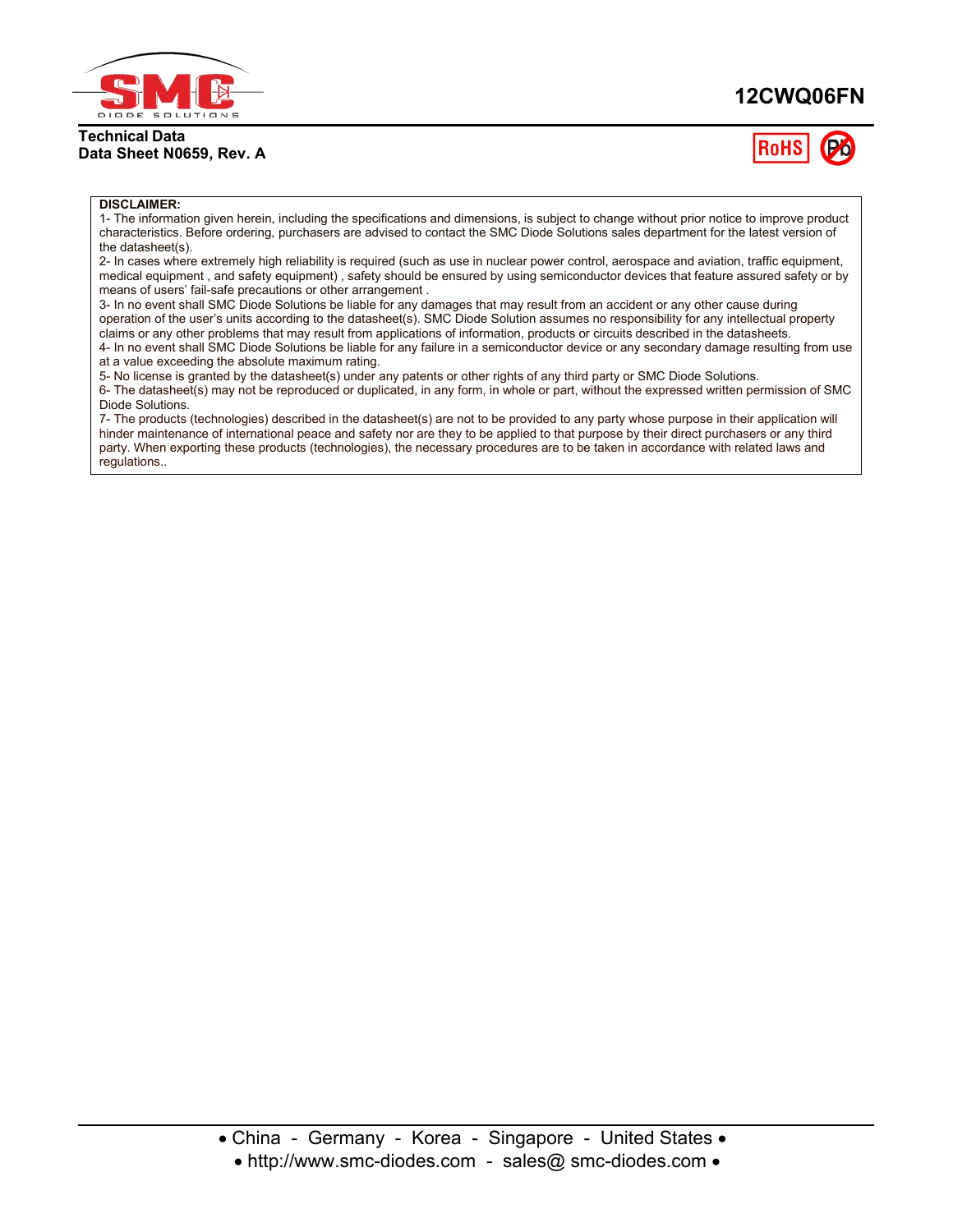**DISCLAIMER:**

1- The information given herein, including the specifications and dimensions, is subject to change without prior notice to improve product characteristics. Before ordering, purchasers are advised to contact the SMC Diode Solutions sales department for the latest version of the datasheet(s).

2- In cases where extremely high reliability is required (such as use in nuclear power control, aerospace and aviation, traffic equipment, medical equipment , and safety equipment) , safety should be ensured by using semiconductor devices that feature assured safety or by means of users' fail-safe precautions or other arrangement .

3- In no event shall SMC Diode Solutions be liable for any damages that may result from an accident or any other cause during operation of the user's units according to the datasheet(s). SMC Diode Solution assumes no responsibility for any intellectual property claims or any other problems that may result from applications of information, products or circuits described in the datasheets.

4- In no event shall SMC Diode Solutions be liable for any failure in a semiconductor device or any secondary damage resulting from use at a value exceeding the absolute maximum rating.

5- No license is granted by the datasheet(s) under any patents or other rights of any third party or SMC Diode Solutions.

6- The datasheet(s) may not be reproduced or duplicated, in any form, in whole or part, without the expressed written permission of SMC Diode Solutions.

7- The products (technologies) described in the datasheet(s) are not to be provided to any party whose purpose in their application will hinder maintenance of international peace and safety nor are they to be applied to that purpose by their direct purchasers or any third party. When exporting these products (technologies), the necessary procedures are to be taken in accordance with related laws and regulations..